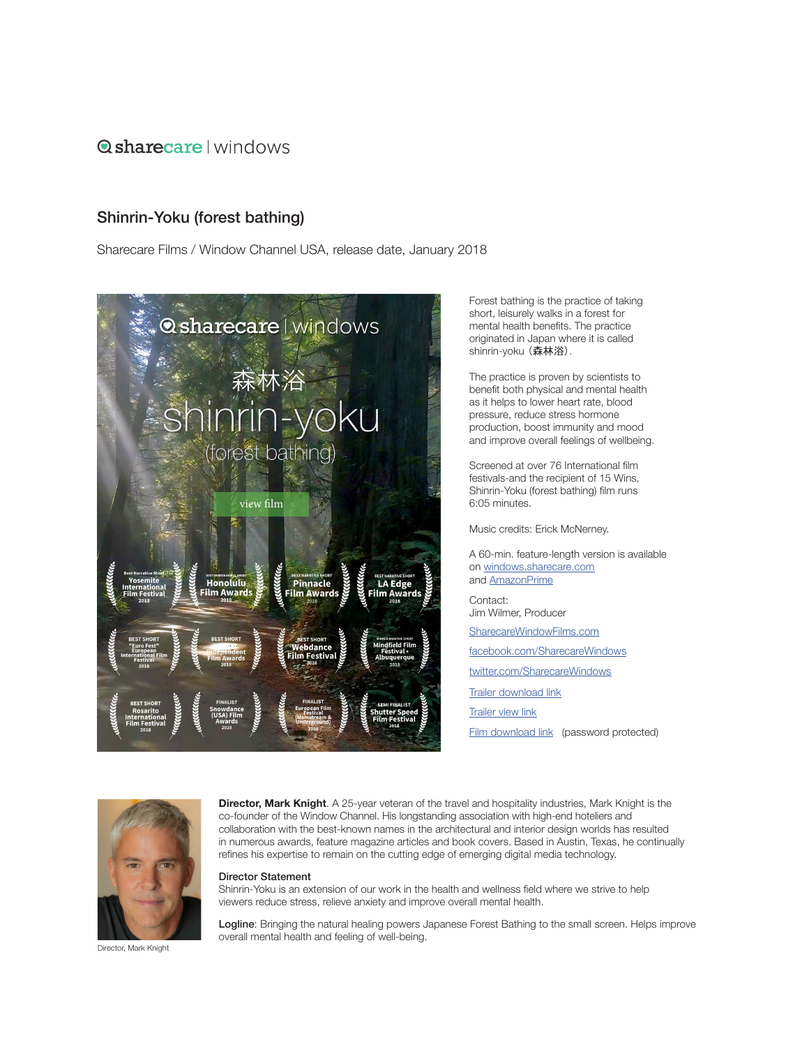sharecare | windows

## Shinrin-Yoku (forest bathing)

Sharecare Films / Window Channel USA, release date, January 2018

Forest bathing is the practice of taking short, leisurely walks in a forest for mental health benefits. The practice originated in Japan where it is called shinrin-yoku（**森林浴**）.

The practice is proven by scientists to benefit both physical and mental health as it helps to lower heart rate, blood pressure, reduce stress hormone production, boost immunity and mood and improve overall feelings of wellbeing.

Screened at over 76 International film festivals-and the recipient of 15 Wins, Shinrin-Yoku (forest bathing) film runs 6:05 minutes.

Music credits: Erick McNerney.

A 60-min. feature-length version is available on windows.sharecare.com and AmazonPrime

Contact:
Jim Wilmer, Producer

SharecareWindowFilms.com

facebook.com/SharecareWindows

twitter.com/SharecareWindows

Trailer download link

Trailer view link

Film download link (password protected)

**Director, Mark Knight**. A 25-year veteran of the travel and hospitality industries, Mark Knight is the co-founder of the Window Channel. His longstanding association with high-end hoteliers and collaboration with the best-known names in the architectural and interior design worlds has resulted in numerous awards, feature magazine articles and book covers. Based in Austin, Texas, he continually refines his expertise to remain on the cutting edge of emerging digital media technology.

Director Statement
Shinrin-Yoku is an extension of our work in the health and wellness field where we strive to help viewers reduce stress, relieve anxiety and improve overall mental health.

**Logline**: Bringing the natural healing powers Japanese Forest Bathing to the small screen. Helps improve overall mental health and feeling of well-being.

Director, Mark Knight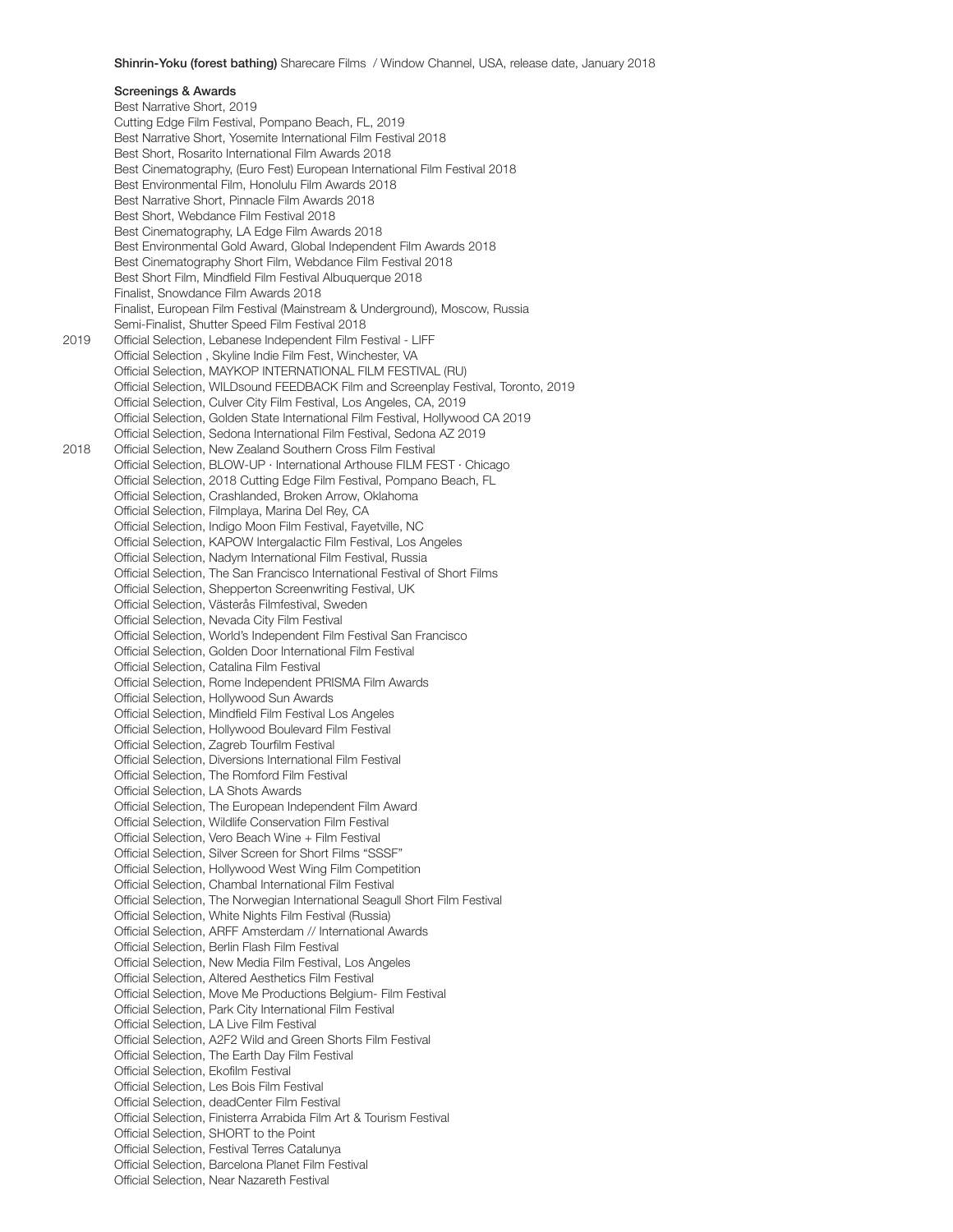**Shinrin-Yoku (forest bathing)** Sharecare Films / Window Channel, USA, release date, January 2018

**Screenings & Awards**

Best Narrative Short, 2019
Cutting Edge Film Festival, Pompano Beach, FL, 2019
Best Narrative Short, Yosemite International Film Festival 2018
Best Short, Rosarito International Film Awards 2018
Best Cinematography, (Euro Fest) European International Film Festival 2018
Best Environmental Film, Honolulu Film Awards 2018
Best Narrative Short, Pinnacle Film Awards 2018
Best Short, Webdance Film Festival 2018
Best Cinematography, LA Edge Film Awards 2018
Best Environmental Gold Award, Global Independent Film Awards 2018
Best Cinematography Short Film, Webdance Film Festival 2018
Best Short Film, Mindfield Film Festival Albuquerque 2018
Finalist, Snowdance Film Awards 2018
Finalist, European Film Festival (Mainstream & Underground), Moscow, Russia
Semi-Finalist, Shutter Speed Film Festival 2018

2019
Official Selection, Lebanese Independent Film Festival - LIFF
Official Selection , Skyline Indie Film Fest, Winchester, VA
Official Selection, MAYKOP INTERNATIONAL FILM FESTIVAL (RU)
Official Selection, WILDsound FEEDBACK Film and Screenplay Festival, Toronto, 2019
Official Selection, Culver City Film Festival, Los Angeles, CA, 2019
Official Selection, Golden State International Film Festival, Hollywood CA 2019
Official Selection, Sedona International Film Festival, Sedona AZ 2019

2018
Official Selection, New Zealand Southern Cross Film Festival
Official Selection, BLOW-UP · International Arthouse FILM FEST · Chicago
Official Selection, 2018 Cutting Edge Film Festival, Pompano Beach, FL
Official Selection, Crashlanded, Broken Arrow, Oklahoma
Official Selection, Filmplaya, Marina Del Rey, CA
Official Selection, Indigo Moon Film Festival, Fayetville, NC
Official Selection, KAPOW Intergalactic Film Festival, Los Angeles
Official Selection, Nadym International Film Festival, Russia
Official Selection, The San Francisco International Festival of Short Films
Official Selection, Shepperton Screenwriting Festival, UK
Official Selection, Västerås Filmfestival, Sweden
Official Selection, Nevada City Film Festival
Official Selection, World's Independent Film Festival San Francisco
Official Selection, Golden Door International Film Festival
Official Selection, Catalina Film Festival
Official Selection, Rome Independent PRISMA Film Awards
Official Selection, Hollywood Sun Awards
Official Selection, Mindfield Film Festival Los Angeles
Official Selection, Hollywood Boulevard Film Festival
Official Selection, Zagreb Tourfilm Festival
Official Selection, Diversions International Film Festival
Official Selection, The Romford Film Festival
Official Selection, LA Shots Awards
Official Selection, The European Independent Film Award
Official Selection, Wildlife Conservation Film Festival
Official Selection, Vero Beach Wine + Film Festival
Official Selection, Silver Screen for Short Films "SSSF"
Official Selection, Hollywood West Wing Film Competition
Official Selection, Chambal International Film Festival
Official Selection, The Norwegian International Seagull Short Film Festival
Official Selection, White Nights Film Festival (Russia)
Official Selection, ARFF Amsterdam // International Awards
Official Selection, Berlin Flash Film Festival
Official Selection, New Media Film Festival, Los Angeles
Official Selection, Altered Aesthetics Film Festival
Official Selection, Move Me Productions Belgium- Film Festival
Official Selection, Park City International Film Festival
Official Selection, LA Live Film Festival
Official Selection, A2F2 Wild and Green Shorts Film Festival
Official Selection, The Earth Day Film Festival
Official Selection, Ekofilm Festival
Official Selection, Les Bois Film Festival
Official Selection, deadCenter Film Festival
Official Selection, Finisterra Arrabida Film Art & Tourism Festival
Official Selection, SHORT to the Point
Official Selection, Festival Terres Catalunya
Official Selection, Barcelona Planet Film Festival
Official Selection, Near Nazareth Festival